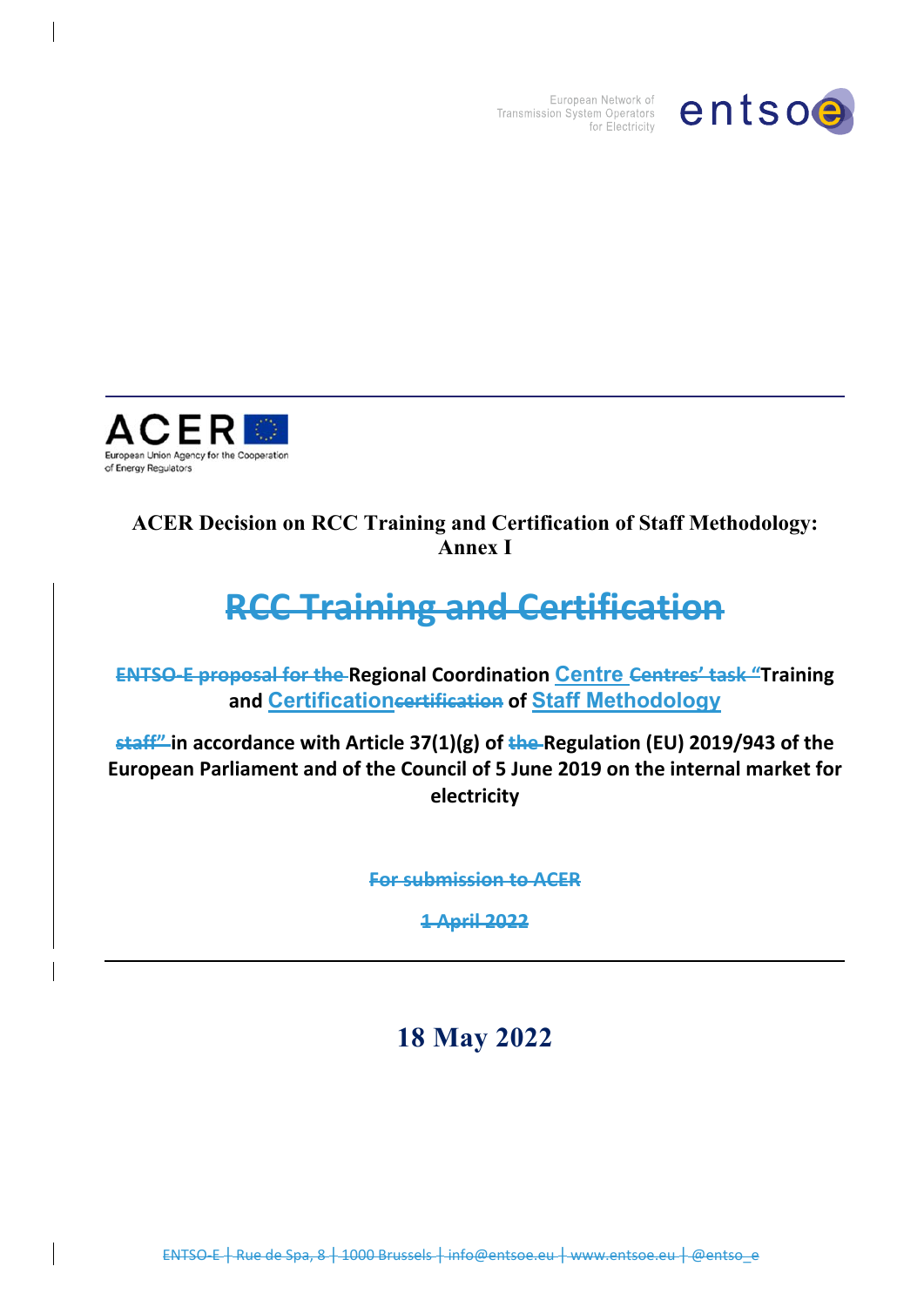European Network of Transmission System Operators for Electricity

entsoe

ACER

European Union Agency for the Cooperation of Energy Regulators

**ACER Decision on RCC Training and Certification of Staff Methodology: Annex I**

# ~~RCC Training and Certification~~

**~~ENTSO-E proposal for the~~ Regional Coordination Centre ~~Centres' task "~~Training and Certification~~certification~~ of Staff Methodology**

**~~staff"~~ in accordance with Article 37(1)(g) of ~~the~~ Regulation (EU) 2019/943 of the European Parliament and of the Council of 5 June 2019 on the internal market for electricity**

~~For submission to ACER~~

~~1 April 2022~~

## 18 May 2022

~~ENTSO-E | Rue de Spa, 8 | 1000 Brussels | info@entsoe.eu | www.entsoe.eu | @entso_e~~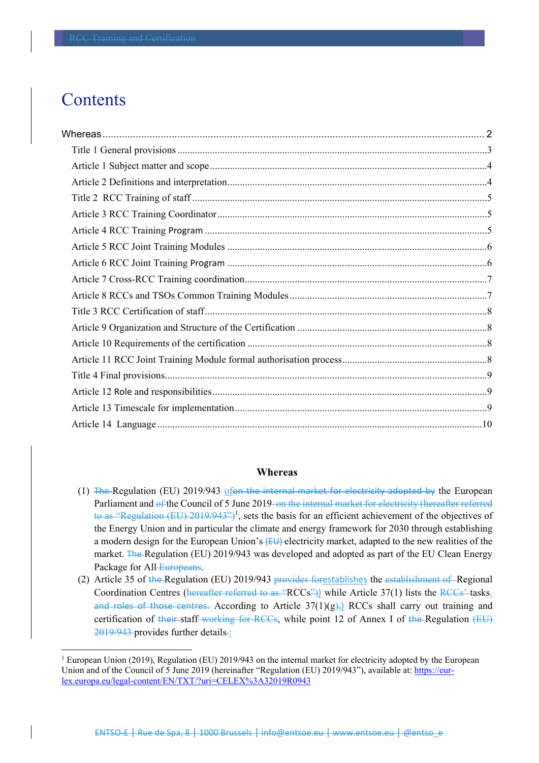# Contents

Whereas ..... 2

Title 1 General provisions ..... 3

Article 1 Subject matter and scope ..... 4

Article 2 Definitions and interpretation ..... 4

Title 2 RCC Training of staff ..... 5

Article 3 RCC Training Coordinator ..... 5

Article 4 RCC Training Program ..... 5

Article 5 RCC Joint Training Modules ..... 6

Article 6 RCC Joint Training Program ..... 6

Article 7 Cross-RCC Training coordination ..... 7

Article 8 RCCs and TSOs Common Training Modules ..... 7

Title 3 RCC Certification of staff ..... 8

Article 9 Organization and Structure of the Certification ..... 8

Article 10 Requirements of the certification ..... 8

Article 11 RCC Joint Training Module formal authorisation process ..... 8

Title 4 Final provisions ..... 9

Article 12 Role and responsibilities ..... 9

Article 13 Timescale for implementation ..... 9

Article 14 Language ..... 10

## Whereas

(1) ~~The~~ Regulation (EU) 2019/943 of~~on the internal market for electricity adopted by~~ the European Parliament and ~~of~~ the Council of 5 June 2019~~ on the internal market for electricity (hereafter referred to as "Regulation (EU) 2019/943")~~[1], sets the basis for an efficient achievement of the objectives of the Energy Union and in particular the climate and energy framework for 2030 through establishing a modern design for the European Union's ~~(EU)~~ electricity market, adapted to the new realities of the market. ~~The~~ Regulation (EU) 2019/943 was developed and adopted as part of the EU Clean Energy Package for All~~ Europeans~~.

(2) Article 35 of ~~the~~ Regulation (EU) 2019/943 ~~provides for~~establishes the ~~establishment of~~ Regional Coordination Centres (~~hereafter referred to as~~ "RCCs~~")~~)" while Article 37(1) lists the ~~RCCs'~~ tasks. ~~and roles of those centres.~~ According to Article 37(1)(g~~),~~) RCCs shall carry out training and certification of ~~their~~ staff~~ working for RCCs~~, while point 12 of Annex I of ~~the~~ Regulation ~~(EU) 2019/943~~ provides further details~~.~~:

---

[1] European Union (2019), Regulation (EU) 2019/943 on the internal market for electricity adopted by the European Union and of the Council of 5 June 2019 (hereinafter "Regulation (EU) 2019/943"), available at: https://eur-lex.europa.eu/legal-content/EN/TXT/?uri=CELEX%3A32019R0943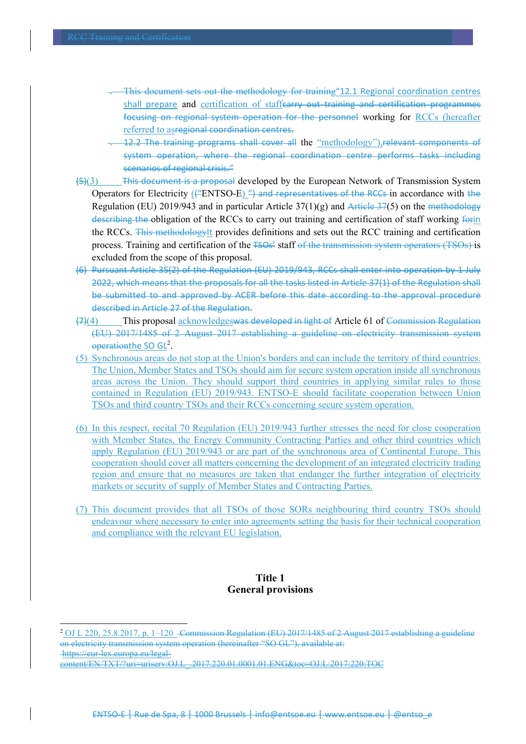- This document sets out the methodology for training“12.1 Regional coordination centres shall prepare and certification of staffcarry out training and certification programmes focusing on regional system operation for the personnel working for RCCs (hereafter referred to asregional coordination centres.
- 12.2 The training programs shall cover all the “methodology”),relevant components of system operation, where the regional coordination centre performs tasks including scenarios of regional crisis.”

(5)(3) This document is a proposal developed by the European Network of Transmission System Operators for Electricity ((“ENTSO-E) ”) and representatives of the RCCs in accordance with the Regulation (EU) 2019/943 and in particular Article 37(1)(g) and Article 37(5) on the methodology describing the obligation of the RCCs to carry out training and certification of staff working forin the RCCs. This methodologyIt provides definitions and sets out the RCC training and certification process. Training and certification of the TSOs' staff of the transmission system operators (TSOs) is excluded from the scope of this proposal.

(6) Pursuant Article 35(2) of the Regulation (EU) 2019/943, RCCs shall enter into operation by 1 July 2022, which means that the proposals for all the tasks listed in Article 37(1) of the Regulation shall be submitted to and approved by ACER before this date according to the approval procedure described in Article 27 of the Regulation.

(7)(4) This proposal acknowledgeswas developed in light of Article 61 of Commission Regulation (EU) 2017/1485 of 2 August 2017 establishing a guideline on electricity transmission system operationthe SO GL[2].

(5) Synchronous areas do not stop at the Union's borders and can include the territory of third countries. The Union, Member States and TSOs should aim for secure system operation inside all synchronous areas across the Union. They should support third countries in applying similar rules to those contained in Regulation (EU) 2019/943. ENTSO-E should facilitate cooperation between Union TSOs and third country TSOs and their RCCs concerning secure system operation.

(6) In this respect, recital 70 Regulation (EU) 2019/943 further stresses the need for close cooperation with Member States, the Energy Community Contracting Parties and other third countries which apply Regulation (EU) 2019/943 or are part of the synchronous area of Continental Europe. This cooperation should cover all matters concerning the development of an integrated electricity trading region and ensure that no measures are taken that endanger the further integration of electricity markets or security of supply of Member States and Contracting Parties.

(7) This document provides that all TSOs of those SORs neighbouring third country TSOs should endeavour where necessary to enter into agreements setting the basis for their technical cooperation and compliance with the relevant EU legislation.

# Title 1
# General provisions

[2] OJ L 220, 25.8.2017, p. 1–120 Commission Regulation (EU) 2017/1485 of 2 August 2017 establishing a guideline on electricity transmission system operation (hereinafter “SO GL”), available at: https://eur-lex.europa.eu/legal-content/EN/TXT/?uri=uriserv:OJ.L_.2017.220.01.0001.01.ENG&toc=OJ:L:2017:220:TOC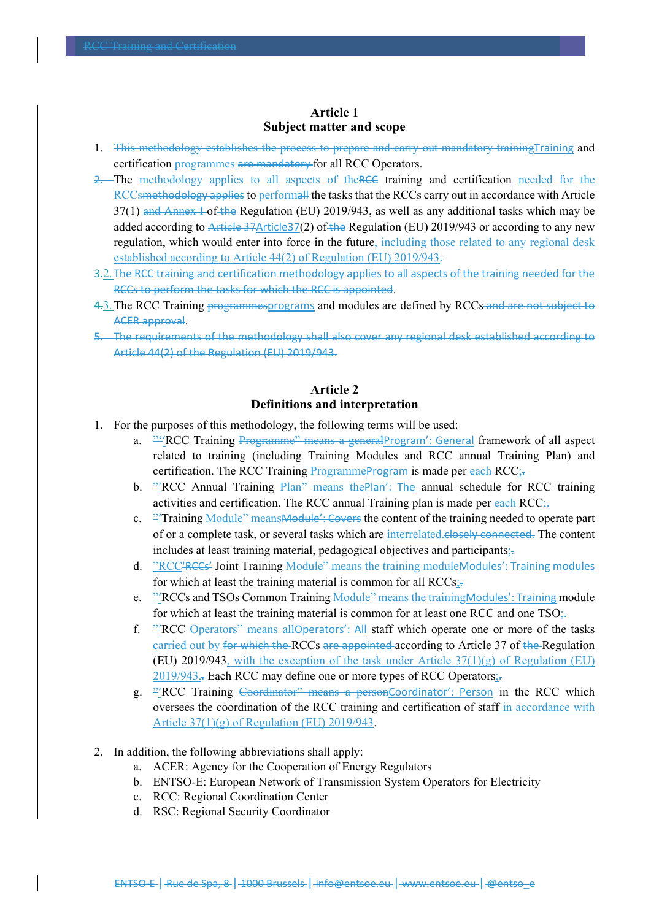## Article 1
## Subject matter and scope

1. ~~This methodology establishes the process to prepare and carry out mandatory training~~Training and certification programmes ~~are mandatory~~ for all RCC Operators.
2. ~~2.~~ The methodology applies to all aspects of the~~RCC~~ training and certification needed for the RCCs~~methodology applies~~ to perform~~all~~ the tasks that the RCCs carry out in accordance with Article 37(1) ~~and Annex I~~ of ~~the~~ Regulation (EU) 2019/943, as well as any additional tasks which may be added according to ~~Article 37~~Article37(2) of ~~the~~ Regulation (EU) 2019/943 or according to any new regulation, which would enter into force in the future, including those related to any regional desk established according to Article 44(2) of Regulation (EU) 2019/943~~.~~.

~~3.~~2. ~~The RCC training and certification methodology applies to all aspects of the training needed for the RCCs to perform the tasks for which the RCC is appointed~~.

~~4.~~3. The RCC Training ~~programmes~~programs and modules are defined by RCCs ~~and are not subject to ACER approval~~.

~~5. The requirements of the methodology shall also cover any regional desk established according to Article 44(2) of the Regulation (EU) 2019/943.~~

## Article 2
## Definitions and interpretation

1. For the purposes of this methodology, the following terms will be used:
   a. ~~"~~'RCC Training ~~Programme" means a general~~Program': General framework of all aspect related to training (including Training Modules and RCC annual Training Plan) and certification. The RCC Training ~~Programme~~Program is made per ~~each~~ RCC;~~.~~
   b. ~~"~~'RCC Annual Training ~~Plan" means the~~Plan': The annual schedule for RCC training activities and certification. The RCC annual Training plan is made per ~~each~~ RCC;~~.~~
   c. ~~"~~'Training Module" means~~Module': Covers~~ the content of the training needed to operate part of or a complete task, or several tasks which are interrelated.~~closely connected.~~ The content includes at least training material, pedagogical objectives and participants;~~.~~
   d. "RCC~~'RCCs'~~ Joint Training ~~Module" means the training module~~Modules': Training modules for which at least the training material is common for all RCCs;~~.~~
   e. ~~"~~'RCCs and TSOs Common Training ~~Module" means the training~~Modules': Training module for which at least the training material is common for at least one RCC and one TSO;~~.~~
   f. ~~"~~'RCC ~~Operators" means all~~Operators': All staff which operate one or more of the tasks carried out by ~~for which the~~ RCCs ~~are appointed~~ according to Article 37 of ~~the~~ Regulation (EU) 2019/943, with the exception of the task under Article 37(1)(g) of Regulation (EU) 2019/943.~~.~~ Each RCC may define one or more types of RCC Operators;~~.~~
   g. ~~"~~'RCC Training ~~Coordinator" means a person~~Coordinator': Person in the RCC which oversees the coordination of the RCC training and certification of staff in accordance with Article 37(1)(g) of Regulation (EU) 2019/943.

2. In addition, the following abbreviations shall apply:
   a. ACER: Agency for the Cooperation of Energy Regulators
   b. ENTSO-E: European Network of Transmission System Operators for Electricity
   c. RCC: Regional Coordination Center
   d. RSC: Regional Security Coordinator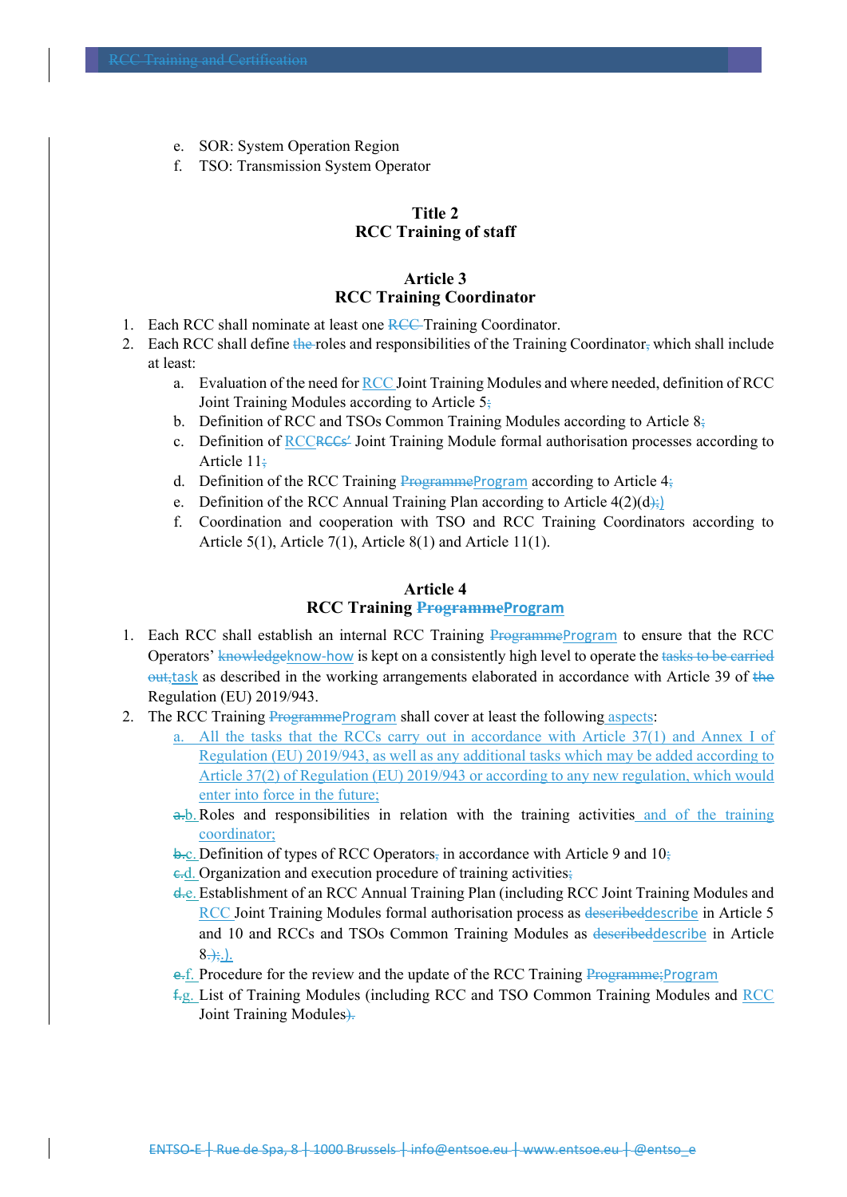e. SOR: System Operation Region

f. TSO: Transmission System Operator

## Title 2
## RCC Training of staff

### Article 3
### RCC Training Coordinator

1. Each RCC shall nominate at least one ~~RCC~~ Training Coordinator.
2. Each RCC shall define ~~the~~ roles and responsibilities of the Training Coordinator~~,~~ which shall include at least:

   a. Evaluation of the need for RCC Joint Training Modules and where needed, definition of RCC Joint Training Modules according to Article 5~~;~~

   b. Definition of RCC and TSOs Common Training Modules according to Article 8~~;~~

   c. Definition of RCC~~RCCs'~~ Joint Training Module formal authorisation processes according to Article 11~~;~~

   d. Definition of the RCC Training ~~Programme~~Program according to Article 4~~;~~

   e. Definition of the RCC Annual Training Plan according to Article 4(2)(d~~);~~)

   f. Coordination and cooperation with TSO and RCC Training Coordinators according to Article 5(1), Article 7(1), Article 8(1) and Article 11(1).

### Article 4
### RCC Training ~~Programme~~Program

1. Each RCC shall establish an internal RCC Training ~~Programme~~Program to ensure that the RCC Operators' ~~knowledge~~know-how is kept on a consistently high level to operate the ~~tasks to be carried out,~~task as described in the working arrangements elaborated in accordance with Article 39 of ~~the~~ Regulation (EU) 2019/943.
2. The RCC Training ~~Programme~~Program shall cover at least the following aspects:

   a. All the tasks that the RCCs carry out in accordance with Article 37(1) and Annex I of Regulation (EU) 2019/943, as well as any additional tasks which may be added according to Article 37(2) of Regulation (EU) 2019/943 or according to any new regulation, which would enter into force in the future;

   ~~a.~~b. Roles and responsibilities in relation with the training activities and of the training coordinator;

   ~~b.~~c. Definition of types of RCC Operators~~,~~ in accordance with Article 9 and 10~~;~~

   ~~c.~~d. Organization and execution procedure of training activities~~;~~

   ~~d.~~e. Establishment of an RCC Annual Training Plan (including RCC Joint Training Modules and RCC Joint Training Modules formal authorisation process as ~~described~~describe in Article 5 and 10 and RCCs and TSOs Common Training Modules as ~~described~~describe in Article 8~~.);~~.).

   ~~e.~~f. Procedure for the review and the update of the RCC Training ~~Programme;~~Program

   ~~f.~~g. List of Training Modules (including RCC and TSO Common Training Modules and RCC Joint Training Modules)~~.~~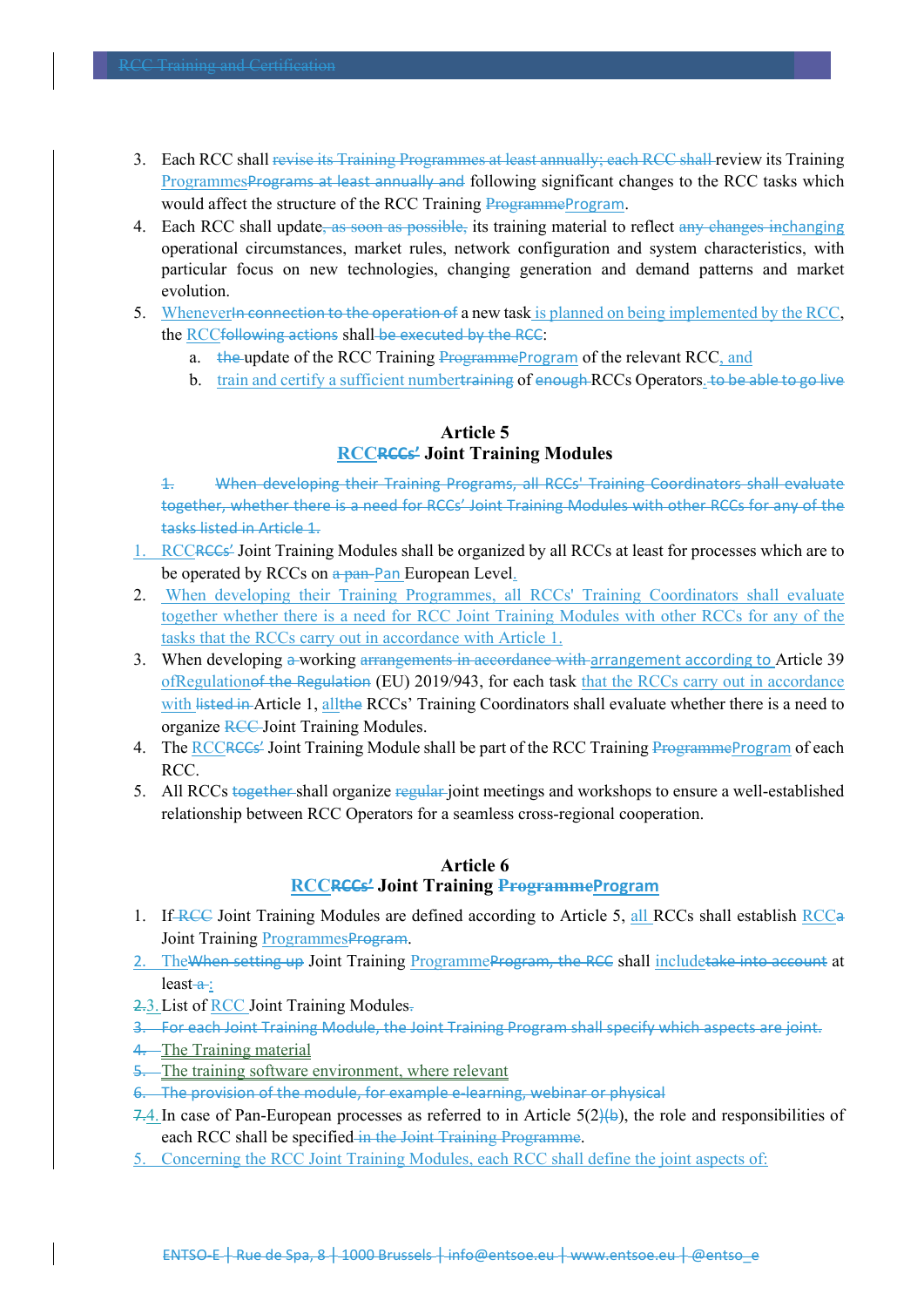3. Each RCC shall ~~revise its Training Programmes at least annually; each RCC shall~~ review its Training Programmes~~Programs at least annually and~~ following significant changes to the RCC tasks which would affect the structure of the RCC Training ~~Programme~~Program.
4. Each RCC shall update~~, as soon as possible,~~ its training material to reflect ~~any changes in~~changing operational circumstances, market rules, network configuration and system characteristics, with particular focus on new technologies, changing generation and demand patterns and market evolution.
5. Whenever~~In connection to the operation of~~ a new task is planned on being implemented by the RCC, the RCC~~following actions~~ shall ~~be executed by the RCC~~:
   a. ~~the~~ update of the RCC Training ~~Programme~~Program of the relevant RCC, and
   b. train and certify a sufficient number~~training~~ of ~~enough~~ RCCs Operators. ~~to be able to go live~~

## Article 5
## RCC~~RCCs'~~ Joint Training Modules

~~1. When developing their Training Programs, all RCCs' Training Coordinators shall evaluate together, whether there is a need for RCCs' Joint Training Modules with other RCCs for any of the tasks listed in Article 1.~~

1. RCC~~RCCs'~~ Joint Training Modules shall be organized by all RCCs at least for processes which are to be operated by RCCs on ~~a pan-~~Pan European Level.
2. When developing their Training Programmes, all RCCs' Training Coordinators shall evaluate together whether there is a need for RCC Joint Training Modules with other RCCs for any of the tasks that the RCCs carry out in accordance with Article 1.
3. When developing ~~a~~ working ~~arrangements in accordance with~~ arrangement according to Article 39 ofRegulation~~of the Regulation~~ (EU) 2019/943, for each task that the RCCs carry out in accordance with ~~listed in~~ Article 1, all~~the~~ RCCs' Training Coordinators shall evaluate whether there is a need to organize ~~RCC~~ Joint Training Modules.
4. The RCC~~RCCs'~~ Joint Training Module shall be part of the RCC Training ~~Programme~~Program of each RCC.
5. All RCCs ~~together~~ shall organize ~~regular~~ joint meetings and workshops to ensure a well-established relationship between RCC Operators for a seamless cross-regional cooperation.

## Article 6
## RCC~~RCCs'~~ Joint Training ~~Programme~~Program

1. If ~~RCC~~ Joint Training Modules are defined according to Article 5, all RCCs shall establish RCC~~a~~ Joint Training Programmes~~Program~~.
2. The~~When setting up~~ Joint Training Programme~~Program, the RCC~~ shall include~~take into account~~ at least ~~a~~ :
3. ~~2.~~ List of RCC Joint Training Modules~~.~~
~~3. For each Joint Training Module, the Joint Training Program shall specify which aspects are joint.~~
~~4.~~ The Training material
~~5.~~ The training software environment, where relevant
~~6. The provision of the module, for example e-learning, webinar or physical~~
4. ~~7.~~ In case of Pan-European processes as referred to in Article 5(2)~~)(b~~), the role and responsibilities of each RCC shall be specified ~~in the Joint Training Programme~~.
5. Concerning the RCC Joint Training Modules, each RCC shall define the joint aspects of: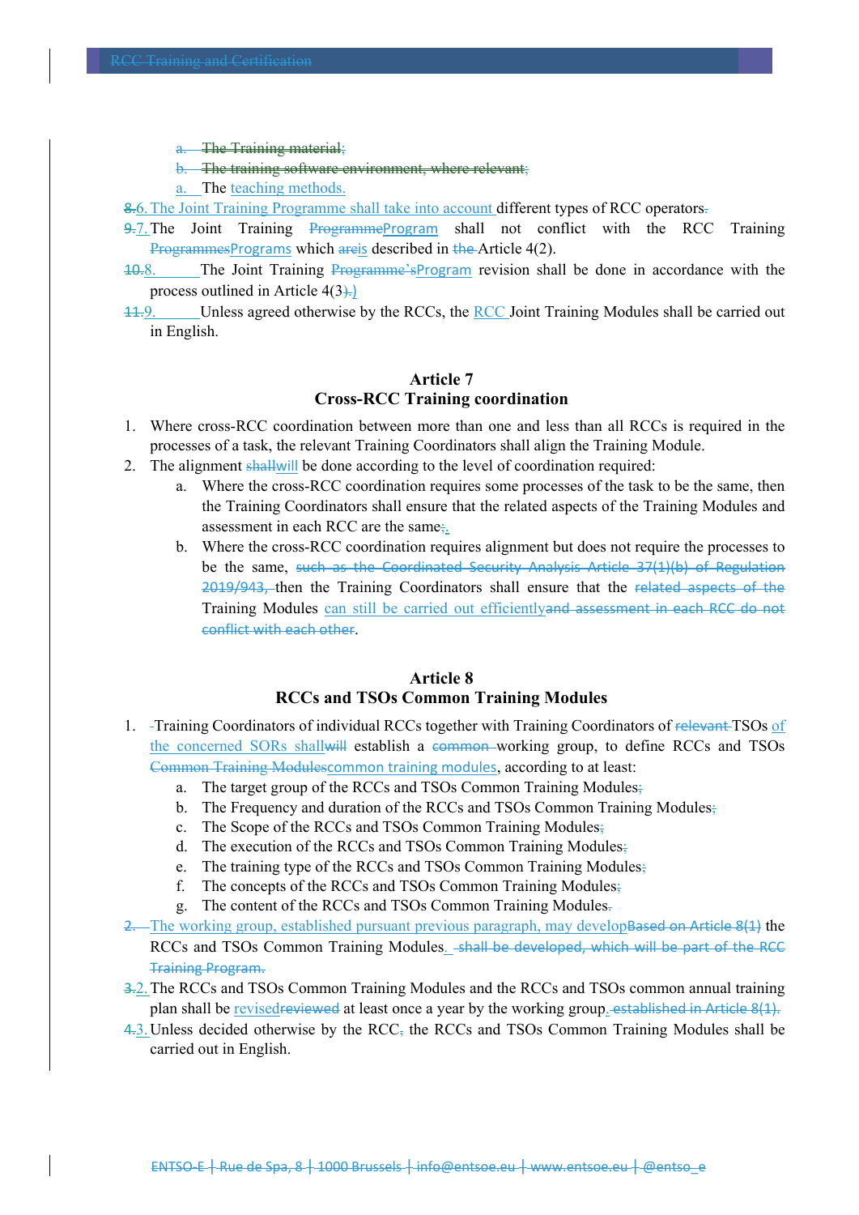a. ~~The Training material;~~
b. ~~The training software environment, where relevant;~~
a. The teaching methods.

~~8.~~6. The Joint Training Programme shall take into account different types of RCC operators~~.~~

~~9.~~7. The Joint Training ~~Programme~~Program shall not conflict with the RCC Training ~~Programmes~~Programs which ~~are~~is described in ~~the~~ Article 4(2).

~~10.~~8. The Joint Training ~~Programme's~~Program revision shall be done in accordance with the process outlined in Article 4(3~~).~~.)

~~11.~~9. Unless agreed otherwise by the RCCs, the RCC Joint Training Modules shall be carried out in English.

## Article 7
## Cross-RCC Training coordination

1. Where cross-RCC coordination between more than one and less than all RCCs is required in the processes of a task, the relevant Training Coordinators shall align the Training Module.
2. The alignment ~~shall~~will be done according to the level of coordination required:
   a. Where the cross-RCC coordination requires some processes of the task to be the same, then the Training Coordinators shall ensure that the related aspects of the Training Modules and assessment in each RCC are the same~~;~~.
   b. Where the cross-RCC coordination requires alignment but does not require the processes to be the same, ~~such as the Coordinated Security Analysis Article 37(1)(b) of Regulation 2019/943,~~ then the Training Coordinators shall ensure that the ~~related aspects of the~~ Training Modules can still be carried out efficiently~~and assessment in each RCC do not conflict with each other~~.

## Article 8
## RCCs and TSOs Common Training Modules

1. ~~-~~Training Coordinators of individual RCCs together with Training Coordinators of ~~relevant~~ TSOs of the concerned SORs shall~~will~~ establish a ~~common~~ working group, to define RCCs and TSOs ~~Common Training Modules~~common training modules, according to at least:
   a. The target group of the RCCs and TSOs Common Training Modules~~;~~
   b. The Frequency and duration of the RCCs and TSOs Common Training Modules~~;~~
   c. The Scope of the RCCs and TSOs Common Training Modules~~;~~
   d. The execution of the RCCs and TSOs Common Training Modules~~;~~
   e. The training type of the RCCs and TSOs Common Training Modules~~;~~
   f. The concepts of the RCCs and TSOs Common Training Modules~~;~~
   g. The content of the RCCs and TSOs Common Training Modules~~.~~

~~2.~~ The working group, established pursuant previous paragraph, may develop~~Based on Article 8(1)~~ the RCCs and TSOs Common Training Modules. ~~shall be developed, which will be part of the RCC Training Program.~~

~~3.~~2. The RCCs and TSOs Common Training Modules and the RCCs and TSOs common annual training plan shall be revised~~reviewed~~ at least once a year by the working group~~. established in Article 8(1).~~

~~4.~~3. Unless decided otherwise by the RCC~~,~~ the RCCs and TSOs Common Training Modules shall be carried out in English.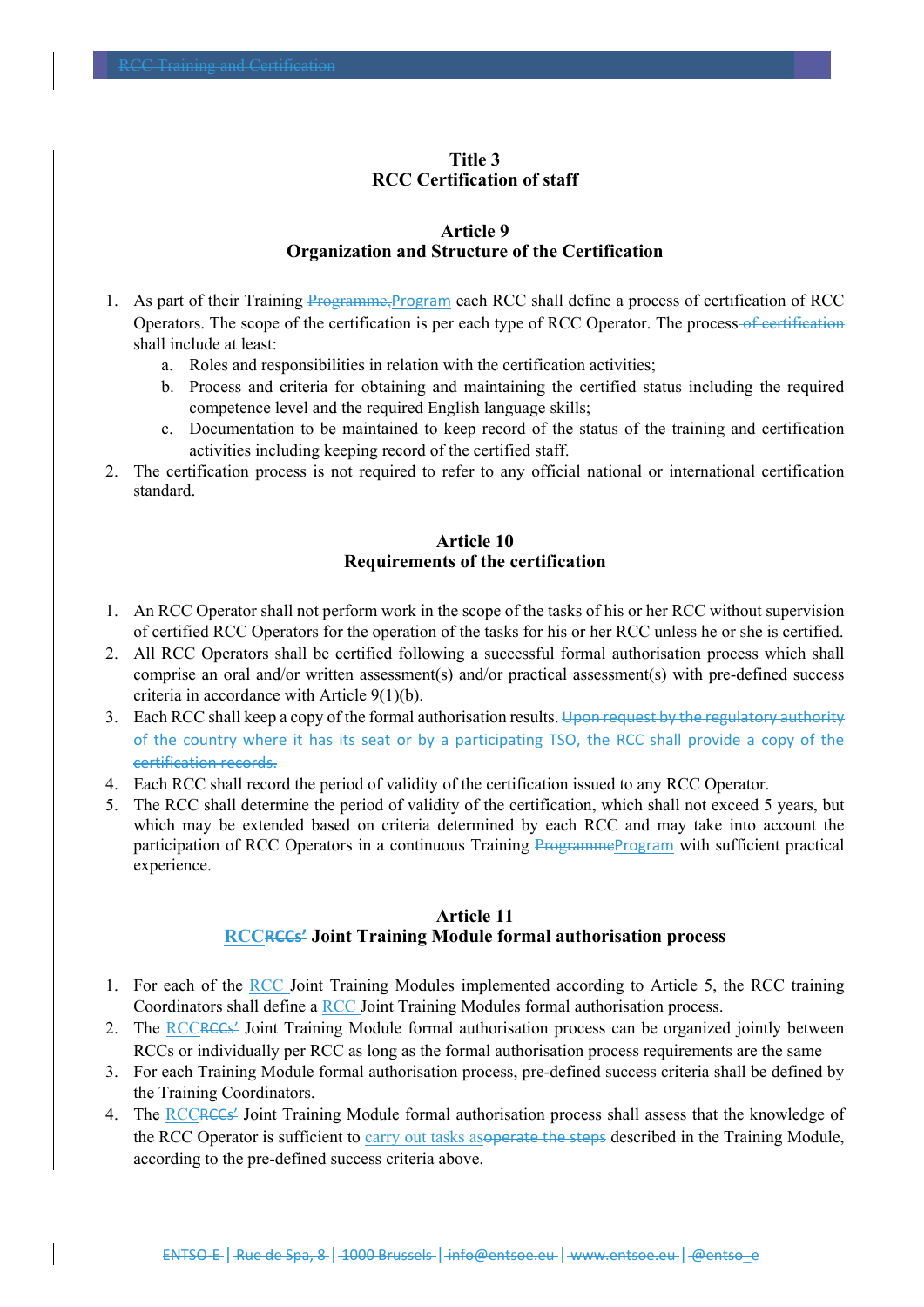## Title 3
## RCC Certification of staff

### Article 9
### Organization and Structure of the Certification

1. As part of their Training ~~Programme,~~Program each RCC shall define a process of certification of RCC Operators. The scope of the certification is per each type of RCC Operator. The process ~~of certification~~ shall include at least:
   a. Roles and responsibilities in relation with the certification activities;
   b. Process and criteria for obtaining and maintaining the certified status including the required competence level and the required English language skills;
   c. Documentation to be maintained to keep record of the status of the training and certification activities including keeping record of the certified staff.
2. The certification process is not required to refer to any official national or international certification standard.

### Article 10
### Requirements of the certification

1. An RCC Operator shall not perform work in the scope of the tasks of his or her RCC without supervision of certified RCC Operators for the operation of the tasks for his or her RCC unless he or she is certified.
2. All RCC Operators shall be certified following a successful formal authorisation process which shall comprise an oral and/or written assessment(s) and/or practical assessment(s) with pre-defined success criteria in accordance with Article 9(1)(b).
3. Each RCC shall keep a copy of the formal authorisation results. ~~Upon request by the regulatory authority of the country where it has its seat or by a participating TSO, the RCC shall provide a copy of the certification records.~~
4. Each RCC shall record the period of validity of the certification issued to any RCC Operator.
5. The RCC shall determine the period of validity of the certification, which shall not exceed 5 years, but which may be extended based on criteria determined by each RCC and may take into account the participation of RCC Operators in a continuous Training ~~Programme~~Program with sufficient practical experience.

### Article 11
### RCC~~RCCs'~~ Joint Training Module formal authorisation process

1. For each of the RCC Joint Training Modules implemented according to Article 5, the RCC training Coordinators shall define a RCC Joint Training Modules formal authorisation process.
2. The RCC~~RCCs'~~ Joint Training Module formal authorisation process can be organized jointly between RCCs or individually per RCC as long as the formal authorisation process requirements are the same
3. For each Training Module formal authorisation process, pre-defined success criteria shall be defined by the Training Coordinators.
4. The RCC~~RCCs'~~ Joint Training Module formal authorisation process shall assess that the knowledge of the RCC Operator is sufficient to carry out tasks as~~operate the steps~~ described in the Training Module, according to the pre-defined success criteria above.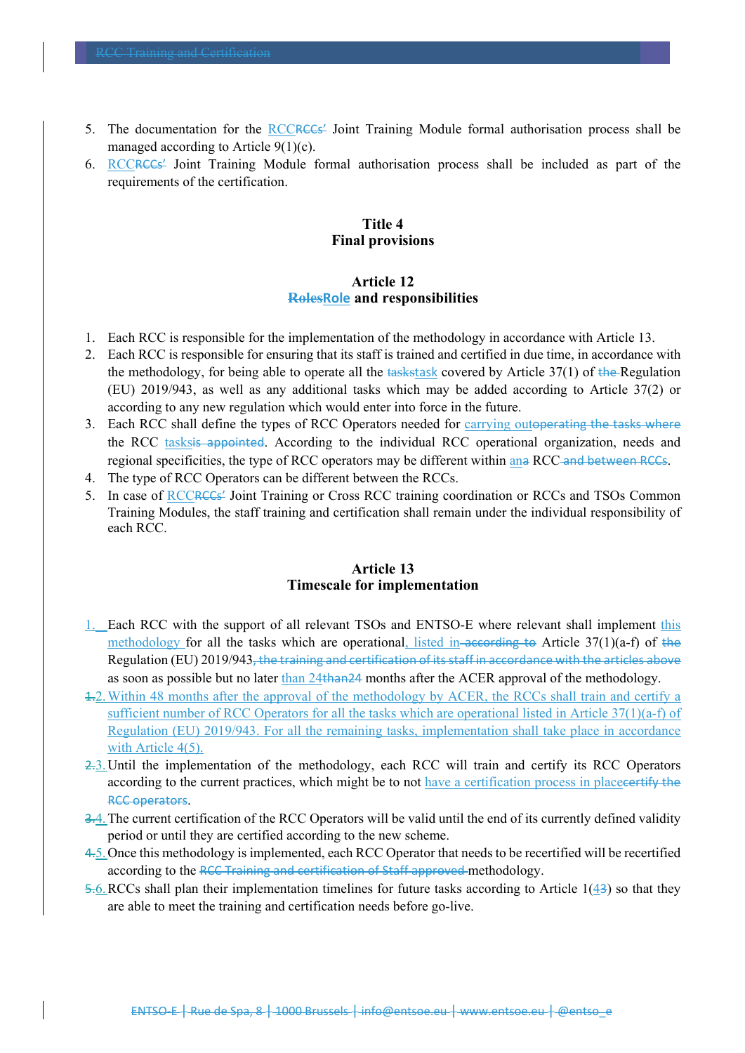5. The documentation for the RCC~~RCCs'~~ Joint Training Module formal authorisation process shall be managed according to Article 9(1)(c).
6. RCC~~RCCs'~~ Joint Training Module formal authorisation process shall be included as part of the requirements of the certification.

## Title 4
## Final provisions

### Article 12
### ~~Roles~~Role and responsibilities

1. Each RCC is responsible for the implementation of the methodology in accordance with Article 13.
2. Each RCC is responsible for ensuring that its staff is trained and certified in due time, in accordance with the methodology, for being able to operate all the ~~tasks~~task covered by Article 37(1) of ~~the~~ Regulation (EU) 2019/943, as well as any additional tasks which may be added according to Article 37(2) or according to any new regulation which would enter into force in the future.
3. Each RCC shall define the types of RCC Operators needed for carrying out~~operating the tasks where~~ the RCC tasks~~is appointed~~. According to the individual RCC operational organization, needs and regional specificities, the type of RCC operators may be different within an~~a~~ RCC~~ and between RCCs~~.
4. The type of RCC Operators can be different between the RCCs.
5. In case of RCC~~RCCs'~~ Joint Training or Cross RCC training coordination or RCCs and TSOs Common Training Modules, the staff training and certification shall remain under the individual responsibility of each RCC.

### Article 13
### Timescale for implementation

1. Each RCC with the support of all relevant TSOs and ENTSO-E where relevant shall implement this methodology for all the tasks which are operational, listed in~~ according to~~ Article 37(1)(a-f) of ~~the~~ Regulation (EU) 2019/943~~, the training and certification of its staff in accordance with the articles above~~ as soon as possible but no later than 24~~than24~~ months after the ACER approval of the methodology.

~~1.~~2. Within 48 months after the approval of the methodology by ACER, the RCCs shall train and certify a sufficient number of RCC Operators for all the tasks which are operational listed in Article 37(1)(a-f) of Regulation (EU) 2019/943. For all the remaining tasks, implementation shall take place in accordance with Article 4(5).

~~2.~~3. Until the implementation of the methodology, each RCC will train and certify its RCC Operators according to the current practices, which might be to not have a certification process in place~~certify the RCC operators~~.

~~3.~~4. The current certification of the RCC Operators will be valid until the end of its currently defined validity period or until they are certified according to the new scheme.

~~4.~~5. Once this methodology is implemented, each RCC Operator that needs to be recertified will be recertified according to the ~~RCC Training and certification of Staff approved~~ methodology.

~~5.~~6. RCCs shall plan their implementation timelines for future tasks according to Article 1(4~~3~~) so that they are able to meet the training and certification needs before go-live.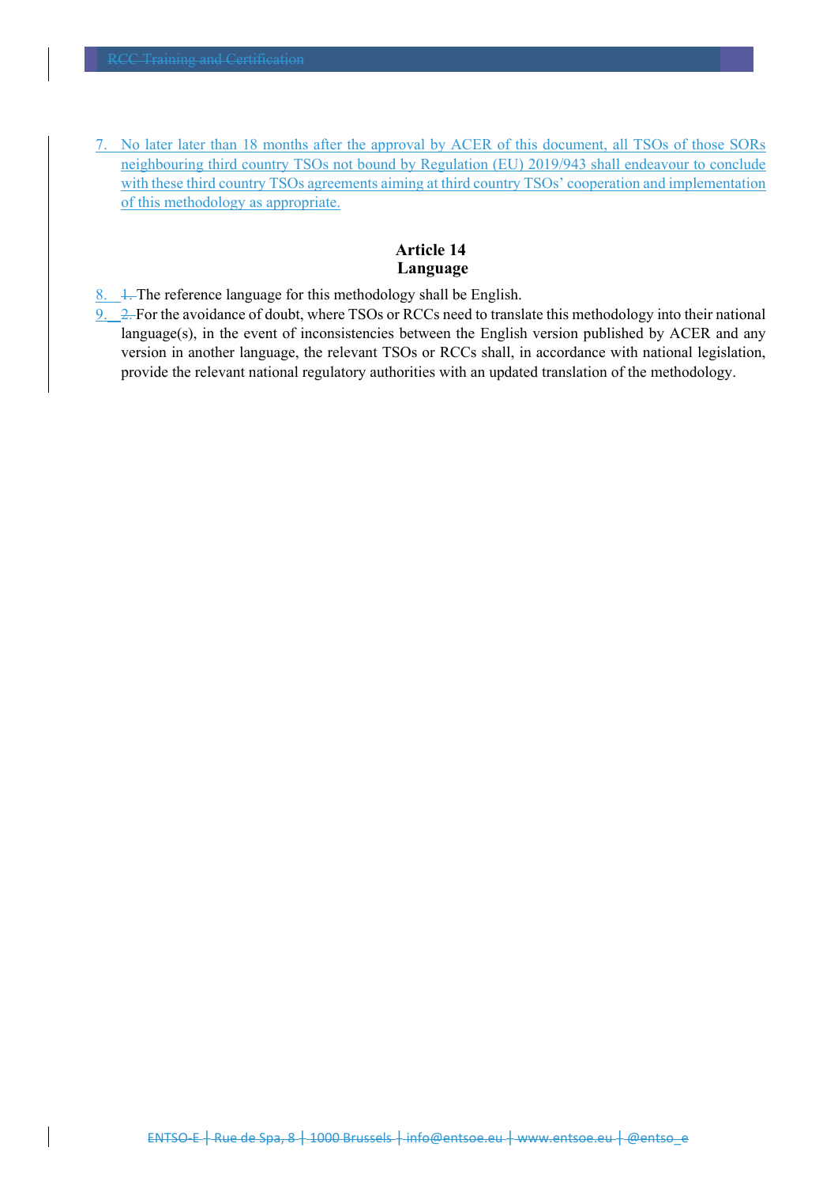7. No later later than 18 months after the approval by ACER of this document, all TSOs of those SORs neighbouring third country TSOs not bound by Regulation (EU) 2019/943 shall endeavour to conclude with these third country TSOs agreements aiming at third country TSOs' cooperation and implementation of this methodology as appropriate.

## Article 14
## Language

8. The reference language for this methodology shall be English.
9. For the avoidance of doubt, where TSOs or RCCs need to translate this methodology into their national language(s), in the event of inconsistencies between the English version published by ACER and any version in another language, the relevant TSOs or RCCs shall, in accordance with national legislation, provide the relevant national regulatory authorities with an updated translation of the methodology.